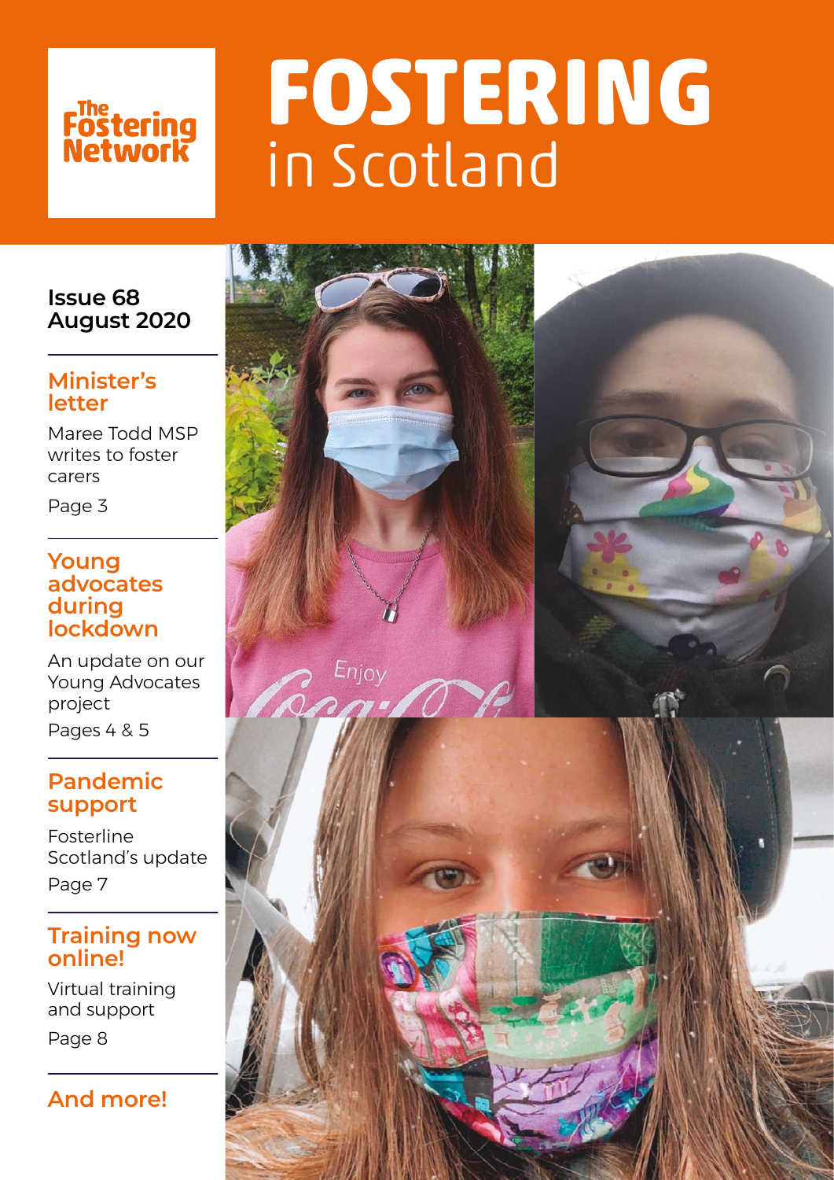The Fostering Network

# FOSTERING in Scotland

**Issue 68**
**August 2020**

## Minister's letter

Maree Todd MSP writes to foster carers

Page 3

## Young advocates during lockdown

An update on our Young Advocates project

Pages 4 & 5

## Pandemic support

Fosterline Scotland's update

Page 7

## Training now online!

Virtual training and support

Page 8

## And more!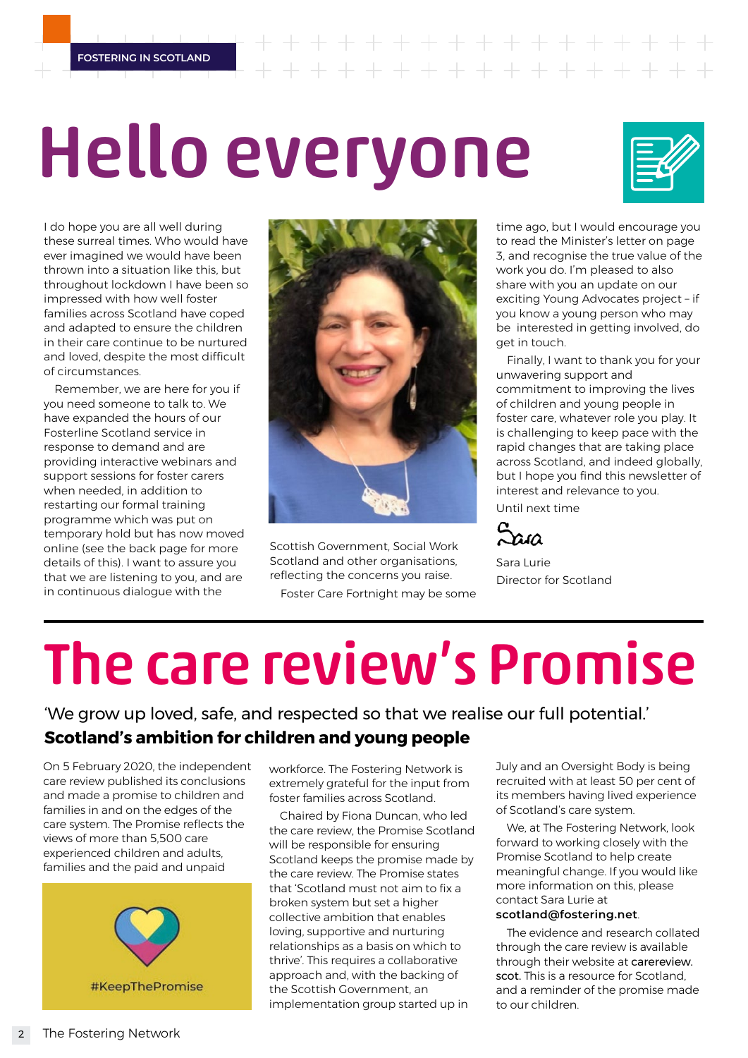# Hello everyone

I do hope you are all well during these surreal times. Who would have ever imagined we would have been thrown into a situation like this, but throughout lockdown I have been so impressed with how well foster families across Scotland have coped and adapted to ensure the children in their care continue to be nurtured and loved, despite the most difficult of circumstances.

Remember, we are here for you if you need someone to talk to. We have expanded the hours of our Fosterline Scotland service in response to demand and are providing interactive webinars and support sessions for foster carers when needed, in addition to restarting our formal training programme which was put on temporary hold but has now moved online (see the back page for more details of this). I want to assure you that we are listening to you, and are in continuous dialogue with the Scottish Government, Social Work Scotland and other organisations, reflecting the concerns you raise.

Foster Care Fortnight may be some time ago, but I would encourage you to read the Minister's letter on page 3, and recognise the true value of the work you do. I'm pleased to also share with you an update on our exciting Young Advocates project – if you know a young person who may be interested in getting involved, do get in touch.

Finally, I want to thank you for your unwavering support and commitment to improving the lives of children and young people in foster care, whatever role you play. It is challenging to keep pace with the rapid changes that are taking place across Scotland, and indeed globally, but I hope you find this newsletter of interest and relevance to you.

Until next time

Sara

Sara Lurie
Director for Scotland

# The care review's Promise

'We grow up loved, safe, and respected so that we realise our full potential.'

**Scotland's ambition for children and young people**

On 5 February 2020, the independent care review published its conclusions and made a promise to children and families in and on the edges of the care system. The Promise reflects the views of more than 5,500 care experienced children and adults, families and the paid and unpaid workforce. The Fostering Network is extremely grateful for the input from foster families across Scotland.

#KeepThePromise

Chaired by Fiona Duncan, who led the care review, the Promise Scotland will be responsible for ensuring Scotland keeps the promise made by the care review. The Promise states that 'Scotland must not aim to fix a broken system but set a higher collective ambition that enables loving, supportive and nurturing relationships as a basis on which to thrive'. This requires a collaborative approach and, with the backing of the Scottish Government, an implementation group started up in July and an Oversight Body is being recruited with at least 50 per cent of its members having lived experience of Scotland's care system.

We, at The Fostering Network, look forward to working closely with the Promise Scotland to help create meaningful change. If you would like more information on this, please contact Sara Lurie at **scotland@fostering.net**.

The evidence and research collated through the care review is available through their website at carereview.scot. This is a resource for Scotland, and a reminder of the promise made to our children.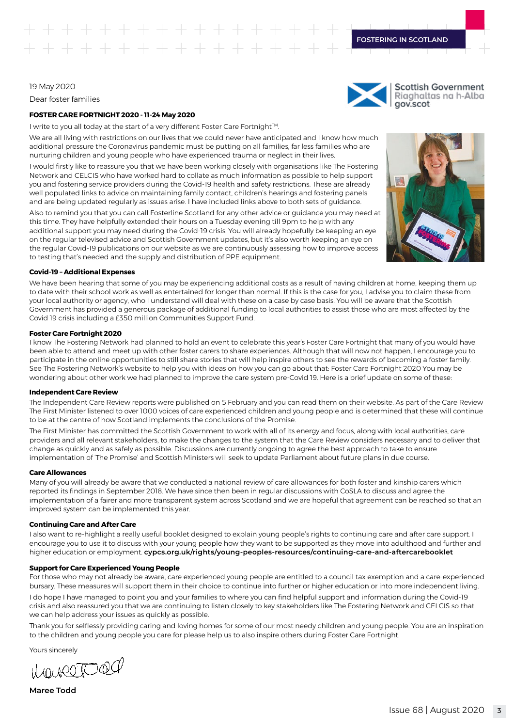19 May 2020

Dear foster families

**FOSTER CARE FORTNIGHT 2020 - 11-24 May 2020**

I write to you all today at the start of a very different Foster Care Fortnight™.

We are all living with restrictions on our lives that we could never have anticipated and I know how much additional pressure the Coronavirus pandemic must be putting on all families, far less families who are nurturing children and young people who have experienced trauma or neglect in their lives.

I would firstly like to reassure you that we have been working closely with organisations like The Fostering Network and CELCIS who have worked hard to collate as much information as possible to help support you and fostering service providers during the Covid-19 health and safety restrictions. These are already well populated links to advice on maintaining family contact, children's hearings and fostering panels and are being updated regularly as issues arise. I have included links above to both sets of guidance.

Also to remind you that you can call Fosterline Scotland for any other advice or guidance you may need at this time. They have helpfully extended their hours on a Tuesday evening till 9pm to help with any additional support you may need during the Covid-19 crisis. You will already hopefully be keeping an eye on the regular televised advice and Scottish Government updates, but it's also worth keeping an eye on the regular Covid-19 publications on our website as we are continuously assessing how to improve access to testing that's needed and the supply and distribution of PPE equipment.

**Covid-19 – Additional Expenses**

We have been hearing that some of you may be experiencing additional costs as a result of having children at home, keeping them up to date with their school work as well as entertained for longer than normal. If this is the case for you, I advise you to claim these from your local authority or agency, who I understand will deal with these on a case by case basis. You will be aware that the Scottish Government has provided a generous package of additional funding to local authorities to assist those who are most affected by the Covid 19 crisis including a £350 million Communities Support Fund.

**Foster Care Fortnight 2020**

I know The Fostering Network had planned to hold an event to celebrate this year's Foster Care Fortnight that many of you would have been able to attend and meet up with other foster carers to share experiences. Although that will now not happen, I encourage you to participate in the online opportunities to still share stories that will help inspire others to see the rewards of becoming a foster family. See The Fostering Network's website to help you with ideas on how you can go about that: Foster Care Fortnight 2020 You may be wondering about other work we had planned to improve the care system pre-Covid 19. Here is a brief update on some of these:

**Independent Care Review**

The Independent Care Review reports were published on 5 February and you can read them on their website. As part of the Care Review The First Minister listened to over 1000 voices of care experienced children and young people and is determined that these will continue to be at the centre of how Scotland implements the conclusions of the Promise.

The First Minister has committed the Scottish Government to work with all of its energy and focus, along with local authorities, care providers and all relevant stakeholders, to make the changes to the system that the Care Review considers necessary and to deliver that change as quickly and as safely as possible. Discussions are currently ongoing to agree the best approach to take to ensure implementation of 'The Promise' and Scottish Ministers will seek to update Parliament about future plans in due course.

**Care Allowances**

Many of you will already be aware that we conducted a national review of care allowances for both foster and kinship carers which reported its findings in September 2018. We have since then been in regular discussions with CoSLA to discuss and agree the implementation of a fairer and more transparent system across Scotland and we are hopeful that agreement can be reached so that an improved system can be implemented this year.

**Continuing Care and After Care**

I also want to re-highlight a really useful booklet designed to explain young people's rights to continuing care and after care support. I encourage you to use it to discuss with your young people how they want to be supported as they move into adulthood and further and higher education or employment. **cypcs.org.uk/rights/young-peoples-resources/continuing-care-and-aftercarebooklet**

**Support for Care Experienced Young People**

For those who may not already be aware, care experienced young people are entitled to a council tax exemption and a care-experienced bursary. These measures will support them in their choice to continue into further or higher education or into more independent living.

I do hope I have managed to point you and your families to where you can find helpful support and information during the Covid-19 crisis and also reassured you that we are continuing to listen closely to key stakeholders like The Fostering Network and CELCIS so that we can help address your issues as quickly as possible.

Thank you for selflessly providing caring and loving homes for some of our most needy children and young people. You are an inspiration to the children and young people you care for please help us to also inspire others during Foster Care Fortnight.

Yours sincerely

**Maree Todd**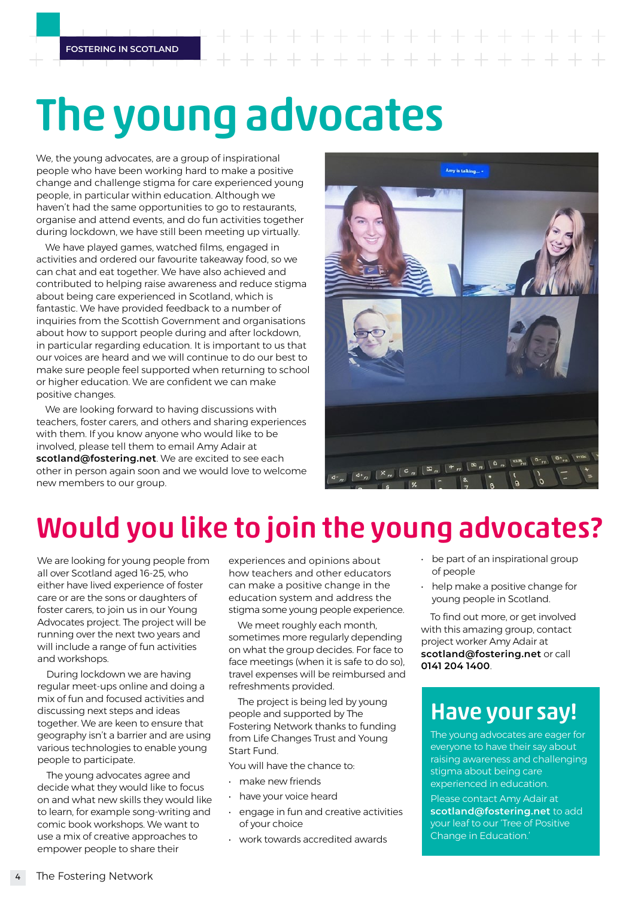FOSTERING IN SCOTLAND

# The young advocates

We, the young advocates, are a group of inspirational people who have been working hard to make a positive change and challenge stigma for care experienced young people, in particular within education. Although we haven't had the same opportunities to go to restaurants, organise and attend events, and do fun activities together during lockdown, we have still been meeting up virtually.

We have played games, watched films, engaged in activities and ordered our favourite takeaway food, so we can chat and eat together. We have also achieved and contributed to helping raise awareness and reduce stigma about being care experienced in Scotland, which is fantastic. We have provided feedback to a number of inquiries from the Scottish Government and organisations about how to support people during and after lockdown, in particular regarding education. It is important to us that our voices are heard and we will continue to do our best to make sure people feel supported when returning to school or higher education. We are confident we can make positive changes.

We are looking forward to having discussions with teachers, foster carers, and others and sharing experiences with them. If you know anyone who would like to be involved, please tell them to email Amy Adair at **scotland@fostering.net**. We are excited to see each other in person again soon and we would love to welcome new members to our group.

# Would you like to join the young advocates?

We are looking for young people from all over Scotland aged 16-25, who either have lived experience of foster care or are the sons or daughters of foster carers, to join us in our Young Advocates project. The project will be running over the next two years and will include a range of fun activities and workshops.

During lockdown we are having regular meet-ups online and doing a mix of fun and focused activities and discussing next steps and ideas together. We are keen to ensure that geography isn't a barrier and are using various technologies to enable young people to participate.

The young advocates agree and decide what they would like to focus on and what new skills they would like to learn, for example song-writing and comic book workshops. We want to use a mix of creative approaches to empower people to share their experiences and opinions about how teachers and other educators can make a positive change in the education system and address the stigma some young people experience.

We meet roughly each month, sometimes more regularly depending on what the group decides. For face to face meetings (when it is safe to do so), travel expenses will be reimbursed and refreshments provided.

The project is being led by young people and supported by The Fostering Network thanks to funding from Life Changes Trust and Young Start Fund.

You will have the chance to:

- make new friends
- have your voice heard
- engage in fun and creative activities of your choice
- work towards accredited awards
- be part of an inspirational group of people
- help make a positive change for young people in Scotland.

To find out more, or get involved with this amazing group, contact project worker Amy Adair at **scotland@fostering.net** or call **0141 204 1400**.

## Have your say!

The young advocates are eager for everyone to have their say about raising awareness and challenging stigma about being care experienced in education.

Please contact Amy Adair at **scotland@fostering.net** to add your leaf to our 'Tree of Positive Change in Education.'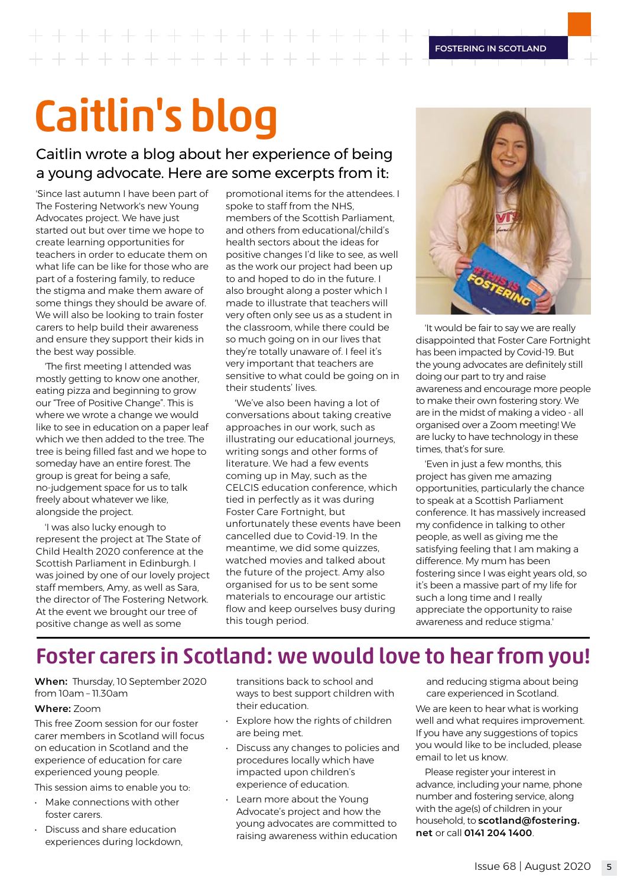# Caitlin's blog

## Caitlin wrote a blog about her experience of being a young advocate. Here are some excerpts from it:

'Since last autumn I have been part of The Fostering Network's new Young Advocates project. We have just started out but over time we hope to create learning opportunities for teachers in order to educate them on what life can be like for those who are part of a fostering family, to reduce the stigma and make them aware of some things they should be aware of. We will also be looking to train foster carers to help build their awareness and ensure they support their kids in the best way possible.

'The first meeting I attended was mostly getting to know one another, eating pizza and beginning to grow our "Tree of Positive Change". This is where we wrote a change we would like to see in education on a paper leaf which we then added to the tree. The tree is being filled fast and we hope to someday have an entire forest. The group is great for being a safe, no-judgement space for us to talk freely about whatever we like, alongside the project.

'I was also lucky enough to represent the project at The State of Child Health 2020 conference at the Scottish Parliament in Edinburgh. I was joined by one of our lovely project staff members, Amy, as well as Sara, the director of The Fostering Network. At the event we brought our tree of positive change as well as some promotional items for the attendees. I spoke to staff from the NHS, members of the Scottish Parliament, and others from educational/child's health sectors about the ideas for positive changes I'd like to see, as well as the work our project had been up to and hoped to do in the future. I also brought along a poster which I made to illustrate that teachers will very often only see us as a student in the classroom, while there could be so much going on in our lives that they're totally unaware of. I feel it's very important that teachers are sensitive to what could be going on in their students' lives.

'We've also been having a lot of conversations about taking creative approaches in our work, such as illustrating our educational journeys, writing songs and other forms of literature. We had a few events coming up in May, such as the CELCIS education conference, which tied in perfectly as it was during Foster Care Fortnight, but unfortunately these events have been cancelled due to Covid-19. In the meantime, we did some quizzes, watched movies and talked about the future of the project. Amy also organised for us to be sent some materials to encourage our artistic flow and keep ourselves busy during this tough period.

'It would be fair to say we are really disappointed that Foster Care Fortnight has been impacted by Covid-19. But the young advocates are definitely still doing our part to try and raise awareness and encourage more people to make their own fostering story. We are in the midst of making a video - all organised over a Zoom meeting! We are lucky to have technology in these times, that's for sure.

'Even in just a few months, this project has given me amazing opportunities, particularly the chance to speak at a Scottish Parliament conference. It has massively increased my confidence in talking to other people, as well as giving me the satisfying feeling that I am making a difference. My mum has been fostering since I was eight years old, so it's been a massive part of my life for such a long time and I really appreciate the opportunity to raise awareness and reduce stigma.'

# Foster carers in Scotland: we would love to hear from you!

**When:** Thursday, 10 September 2020 from 10am – 11.30am

**Where:** Zoom

This free Zoom session for our foster carer members in Scotland will focus on education in Scotland and the experience of education for care experienced young people.

This session aims to enable you to:

- Make connections with other foster carers.
- Discuss and share education experiences during lockdown, transitions back to school and ways to best support children with their education.
- Explore how the rights of children are being met.
- Discuss any changes to policies and procedures locally which have impacted upon children's experience of education.
- Learn more about the Young Advocate's project and how the young advocates are committed to raising awareness within education and reducing stigma about being care experienced in Scotland.

We are keen to hear what is working well and what requires improvement. If you have any suggestions of topics you would like to be included, please email to let us know.

Please register your interest in advance, including your name, phone number and fostering service, along with the age(s) of children in your household, to **scotland@fostering.net** or call **0141 204 1400**.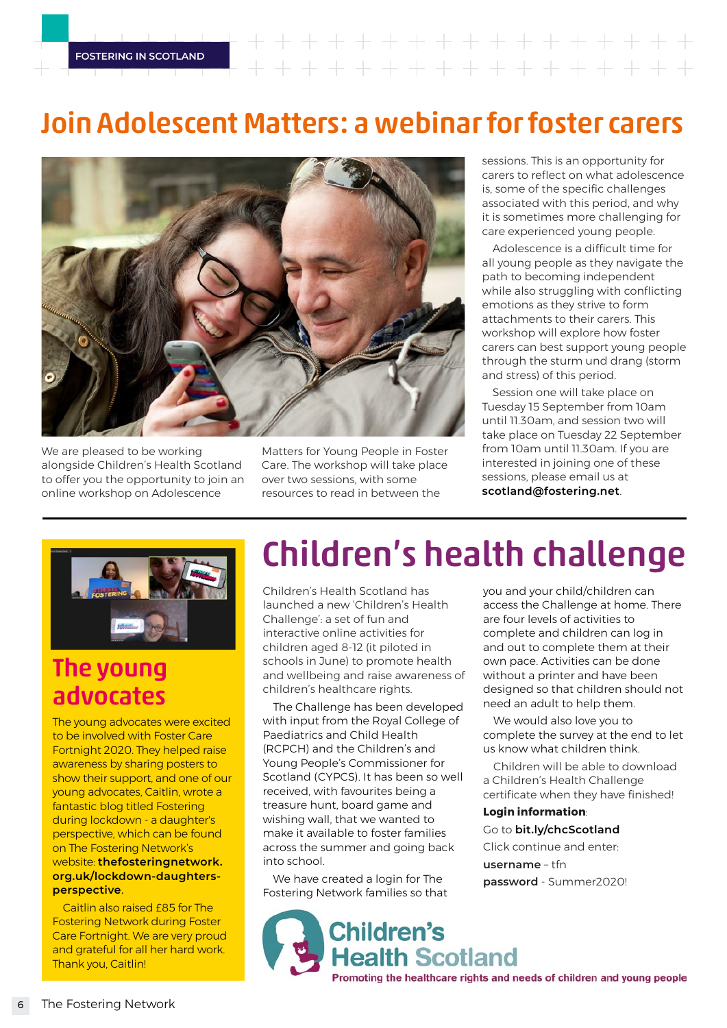FOSTERING IN SCOTLAND

# Join Adolescent Matters: a webinar for foster carers

We are pleased to be working alongside Children's Health Scotland to offer you the opportunity to join an online workshop on Adolescence Matters for Young People in Foster Care. The workshop will take place over two sessions, with some resources to read in between the sessions. This is an opportunity for carers to reflect on what adolescence is, some of the specific challenges associated with this period, and why it is sometimes more challenging for care experienced young people.

Adolescence is a difficult time for all young people as they navigate the path to becoming independent while also struggling with conflicting emotions as they strive to form attachments to their carers. This workshop will explore how foster carers can best support young people through the sturm und drang (storm and stress) of this period.

Session one will take place on Tuesday 15 September from 10am until 11.30am, and session two will take place on Tuesday 22 September from 10am until 11.30am. If you are interested in joining one of these sessions, please email us at **scotland@fostering.net**.

## The young advocates

The young advocates were excited to be involved with Foster Care Fortnight 2020. They helped raise awareness by sharing posters to show their support, and one of our young advocates, Caitlin, wrote a fantastic blog titled Fostering during lockdown - a daughter's perspective, which can be found on The Fostering Network's website: **thefosteringnetwork.org.uk/lockdown-daughters-perspective**.

Caitlin also raised £85 for The Fostering Network during Foster Care Fortnight. We are very proud and grateful for all her hard work. Thank you, Caitlin!

# Children's health challenge

Children's Health Scotland has launched a new 'Children's Health Challenge': a set of fun and interactive online activities for children aged 8-12 (it piloted in schools in June) to promote health and wellbeing and raise awareness of children's healthcare rights.

The Challenge has been developed with input from the Royal College of Paediatrics and Child Health (RCPCH) and the Children's and Young People's Commissioner for Scotland (CYPCS). It has been so well received, with favourites being a treasure hunt, board game and wishing wall, that we wanted to make it available to foster families across the summer and going back into school.

We have created a login for The Fostering Network families so that you and your child/children can access the Challenge at home. There are four levels of activities to complete and children can log in and out to complete them at their own pace. Activities can be done without a printer and have been designed so that children should not need an adult to help them.

We would also love you to complete the survey at the end to let us know what children think.

Children will be able to download a Children's Health Challenge certificate when they have finished!

**Login information**:

Go to **bit.ly/chcScotland**

Click continue and enter:

**username** – tfn

**password** - Summer2020!

Children's Health Scotland
Promoting the healthcare rights and needs of children and young people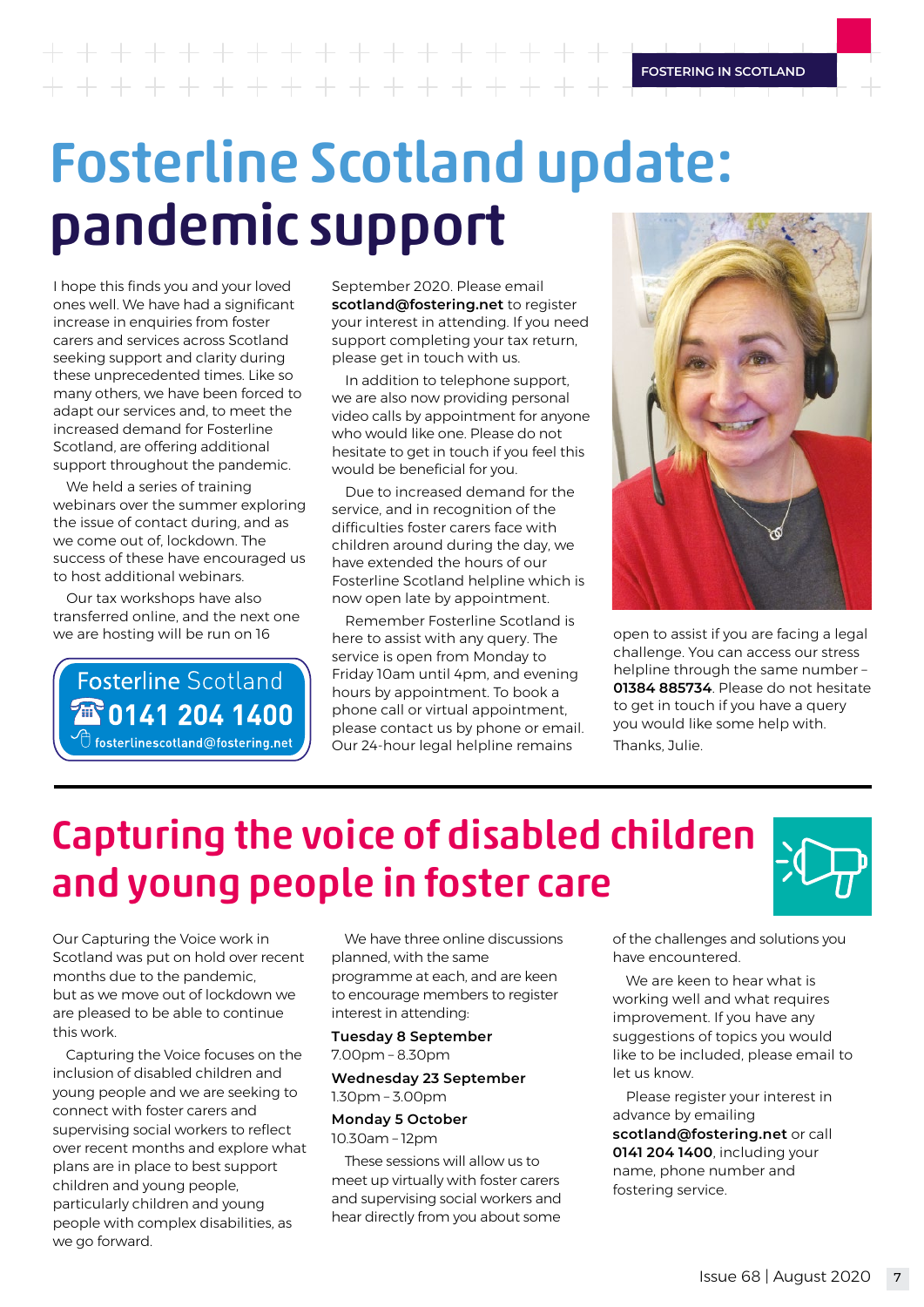# Fosterline Scotland update: pandemic support

I hope this finds you and your loved ones well. We have had a significant increase in enquiries from foster carers and services across Scotland seeking support and clarity during these unprecedented times. Like so many others, we have been forced to adapt our services and, to meet the increased demand for Fosterline Scotland, are offering additional support throughout the pandemic.

We held a series of training webinars over the summer exploring the issue of contact during, and as we come out of, lockdown. The success of these have encouraged us to host additional webinars.

Our tax workshops have also transferred online, and the next one we are hosting will be run on 16 September 2020. Please email **scotland@fostering.net** to register your interest in attending. If you need support completing your tax return, please get in touch with us.

In addition to telephone support, we are also now providing personal video calls by appointment for anyone who would like one. Please do not hesitate to get in touch if you feel this would be beneficial for you.

Due to increased demand for the service, and in recognition of the difficulties foster carers face with children around during the day, we have extended the hours of our Fosterline Scotland helpline which is now open late by appointment.

Remember Fosterline Scotland is here to assist with any query. The service is open from Monday to Friday 10am until 4pm, and evening hours by appointment. To book a phone call or virtual appointment, please contact us by phone or email. Our 24-hour legal helpline remains open to assist if you are facing a legal challenge. You can access our stress helpline through the same number – **01384 885734**. Please do not hesitate to get in touch if you have a query you would like some help with.

Thanks, Julie.

**Fosterline Scotland**
**0141 204 1400**
fosterlinescotland@fostering.net

---

# Capturing the voice of disabled children and young people in foster care

Our Capturing the Voice work in Scotland was put on hold over recent months due to the pandemic, but as we move out of lockdown we are pleased to be able to continue this work.

Capturing the Voice focuses on the inclusion of disabled children and young people and we are seeking to connect with foster carers and supervising social workers to reflect over recent months and explore what plans are in place to best support children and young people, particularly children and young people with complex disabilities, as we go forward.

We have three online discussions planned, with the same programme at each, and are keen to encourage members to register interest in attending:

**Tuesday 8 September**
7.00pm – 8.30pm

**Wednesday 23 September**
1.30pm – 3.00pm

**Monday 5 October**
10.30am – 12pm

These sessions will allow us to meet up virtually with foster carers and supervising social workers and hear directly from you about some of the challenges and solutions you have encountered.

We are keen to hear what is working well and what requires improvement. If you have any suggestions of topics you would like to be included, please email to let us know.

Please register your interest in advance by emailing **scotland@fostering.net** or call **0141 204 1400**, including your name, phone number and fostering service.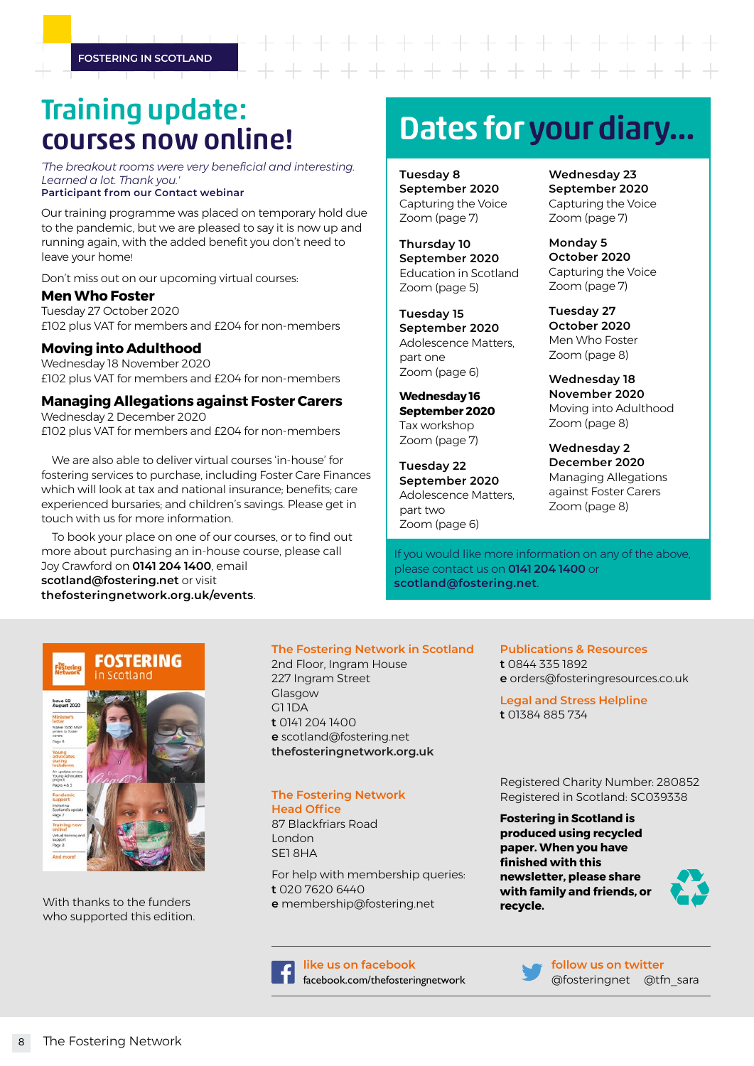FOSTERING IN SCOTLAND

# Training update: courses now online!

*'The breakout rooms were very beneficial and interesting. Learned a lot. Thank you.'*
**Participant from our Contact webinar**

Our training programme was placed on temporary hold due to the pandemic, but we are pleased to say it is now up and running again, with the added benefit you don't need to leave your home!

Don't miss out on our upcoming virtual courses:

### Men Who Foster

Tuesday 27 October 2020
£102 plus VAT for members and £204 for non-members

### Moving into Adulthood

Wednesday 18 November 2020
£102 plus VAT for members and £204 for non-members

### Managing Allegations against Foster Carers

Wednesday 2 December 2020
£102 plus VAT for members and £204 for non-members

We are also able to deliver virtual courses 'in-house' for fostering services to purchase, including Foster Care Finances which will look at tax and national insurance; benefits; care experienced bursaries; and children's savings. Please get in touch with us for more information.

To book your place on one of our courses, or to find out more about purchasing an in-house course, please call Joy Crawford on **0141 204 1400**, email **scotland@fostering.net** or visit **thefosteringnetwork.org.uk/events**.

# Dates for your diary...

**Tuesday 8 September 2020**
Capturing the Voice
Zoom (page 7)

**Thursday 10 September 2020**
Education in Scotland
Zoom (page 5)

**Tuesday 15 September 2020**
Adolescence Matters, part one
Zoom (page 6)

**Wednesday 16 September 2020**
Tax workshop
Zoom (page 7)

**Tuesday 22 September 2020**
Adolescence Matters, part two
Zoom (page 6)

**Wednesday 23 September 2020**
Capturing the Voice
Zoom (page 7)

**Monday 5 October 2020**
Capturing the Voice
Zoom (page 7)

**Tuesday 27 October 2020**
Men Who Foster
Zoom (page 8)

**Wednesday 18 November 2020**
Moving into Adulthood
Zoom (page 8)

**Wednesday 2 December 2020**
Managing Allegations against Foster Carers
Zoom (page 8)

If you would like more information on any of the above, please contact us on **0141 204 1400** or **scotland@fostering.net**.

With thanks to the funders who supported this edition.

**The Fostering Network in Scotland**
2nd Floor, Ingram House
227 Ingram Street
Glasgow
G1 1DA
**t** 0141 204 1400
**e** scotland@fostering.net
**thefosteringnetwork.org.uk**

**The Fostering Network Head Office**
87 Blackfriars Road
London
SE1 8HA

For help with membership queries:
**t** 020 7620 6440
**e** membership@fostering.net

**Publications & Resources**
**t** 0844 335 1892
**e** orders@fosteringresources.co.uk

**Legal and Stress Helpline**
**t** 01384 885 734

Registered Charity Number: 280852
Registered in Scotland: SC039338

**Fostering in Scotland is produced using recycled paper. When you have finished with this newsletter, please share with family and friends, or recycle.**

**like us on facebook**
facebook.com/thefosteringnetwork

**follow us on twitter**
@fosteringnet @tfn_sara